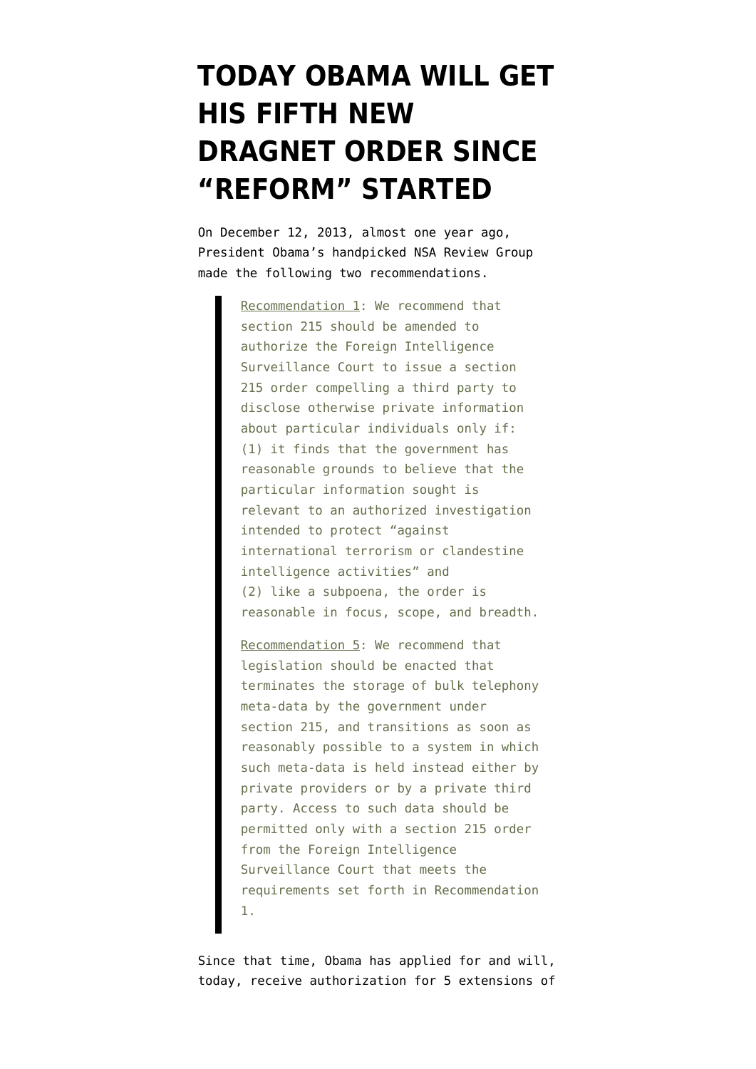# TODAY OBAMA WILL GET HIS FIFTH NEW DRAGNET ORDER SINCE "REFORM" STARTED

On December 12, 2013, almost one year ago, President Obama's handpicked NSA Review Group made the following two recommendations.

> Recommendation 1: We recommend that section 215 should be amended to authorize the Foreign Intelligence Surveillance Court to issue a section 215 order compelling a third party to disclose otherwise private information about particular individuals only if: (1) it finds that the government has reasonable grounds to believe that the particular information sought is relevant to an authorized investigation intended to protect "against international terrorism or clandestine intelligence activities" and (2) like a subpoena, the order is reasonable in focus, scope, and breadth.
>
> Recommendation 5: We recommend that legislation should be enacted that terminates the storage of bulk telephony meta-data by the government under section 215, and transitions as soon as reasonably possible to a system in which such meta-data is held instead either by private providers or by a private third party. Access to such data should be permitted only with a section 215 order from the Foreign Intelligence Surveillance Court that meets the requirements set forth in Recommendation 1.

Since that time, Obama has applied for and will, today, receive authorization for 5 extensions of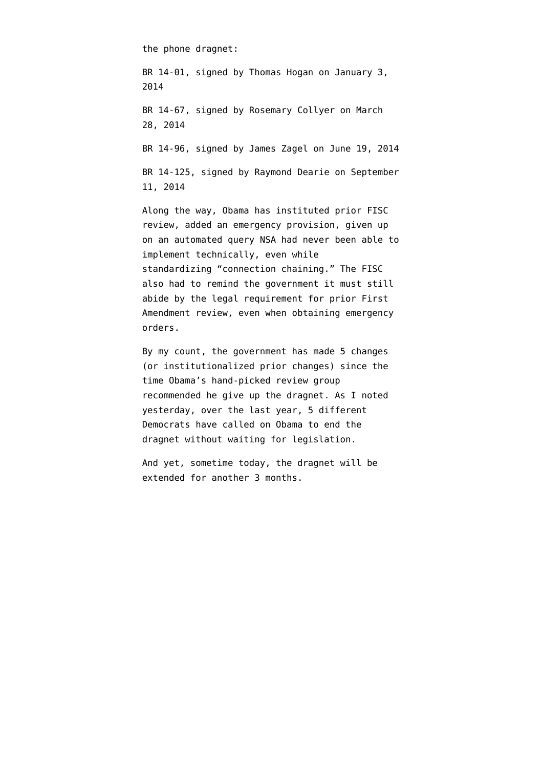the phone dragnet:

BR 14-01, signed by Thomas Hogan on January 3, 2014

BR 14-67, signed by Rosemary Collyer on March 28, 2014

BR 14-96, signed by James Zagel on June 19, 2014

BR 14-125, signed by Raymond Dearie on September 11, 2014

Along the way, Obama has instituted prior FISC review, added an emergency provision, given up on an automated query NSA had never been able to implement technically, even while standardizing "connection chaining." The FISC also had to remind the government it must still abide by the legal requirement for prior First Amendment review, even when obtaining emergency orders.

By my count, the government has made 5 changes (or institutionalized prior changes) since the time Obama's hand-picked review group recommended he give up the dragnet. As I noted yesterday, over the last year, 5 different Democrats have called on Obama to end the dragnet without waiting for legislation.

And yet, sometime today, the dragnet will be extended for another 3 months.